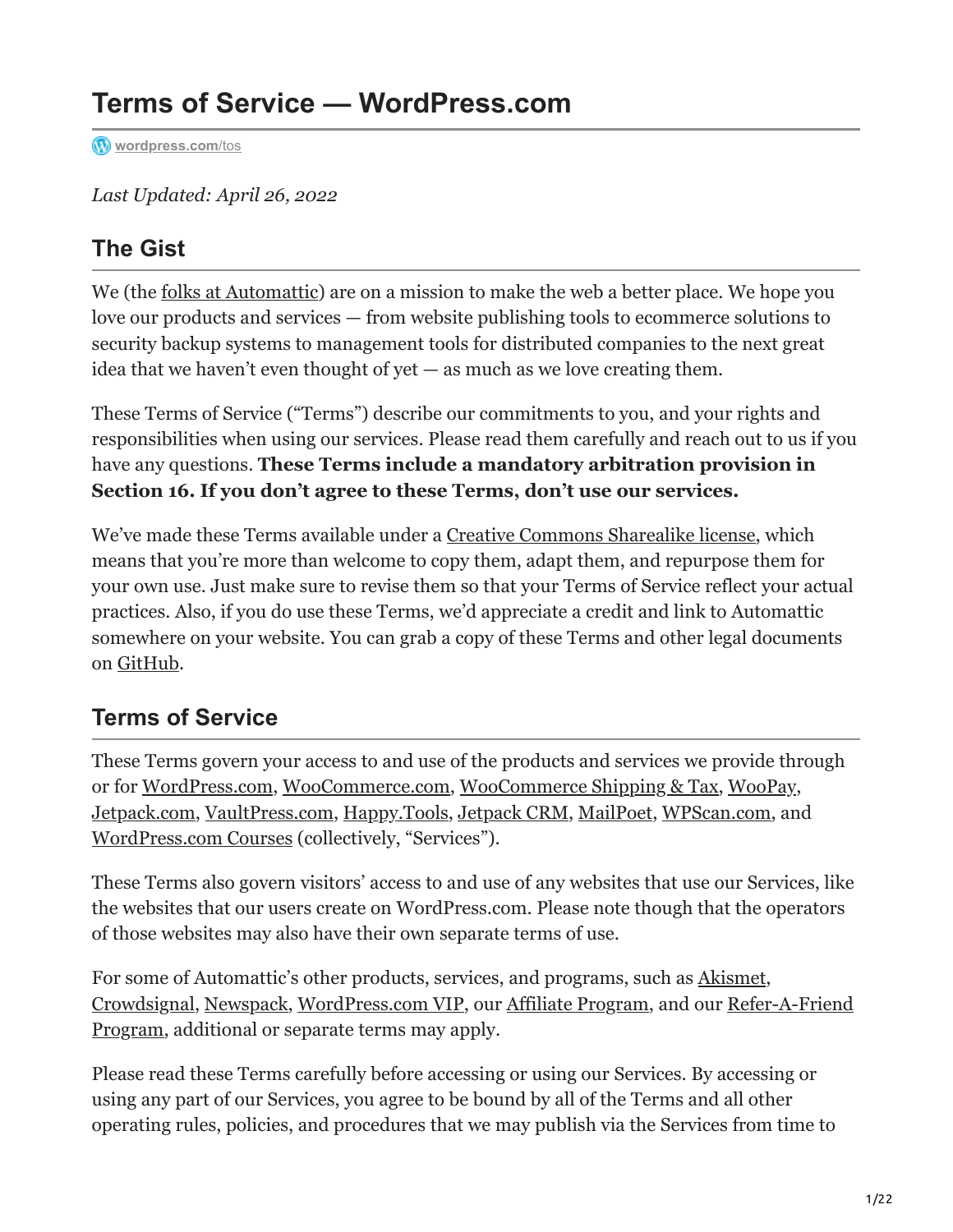# Terms of Service — WordPress.com

wordpress.com/tos

*Last Updated: April 26, 2022*

## The Gist

We (the folks at Automattic) are on a mission to make the web a better place. We hope you love our products and services — from website publishing tools to ecommerce solutions to security backup systems to management tools for distributed companies to the next great idea that we haven't even thought of yet — as much as we love creating them.

These Terms of Service ("Terms") describe our commitments to you, and your rights and responsibilities when using our services. Please read them carefully and reach out to us if you have any questions. **These Terms include a mandatory arbitration provision in Section 16. If you don't agree to these Terms, don't use our services.**

We've made these Terms available under a Creative Commons Sharealike license, which means that you're more than welcome to copy them, adapt them, and repurpose them for your own use. Just make sure to revise them so that your Terms of Service reflect your actual practices. Also, if you do use these Terms, we'd appreciate a credit and link to Automattic somewhere on your website. You can grab a copy of these Terms and other legal documents on GitHub.

## Terms of Service

These Terms govern your access to and use of the products and services we provide through or for WordPress.com, WooCommerce.com, WooCommerce Shipping & Tax, WooPay, Jetpack.com, VaultPress.com, Happy.Tools, Jetpack CRM, MailPoet, WPScan.com, and WordPress.com Courses (collectively, "Services").

These Terms also govern visitors' access to and use of any websites that use our Services, like the websites that our users create on WordPress.com. Please note though that the operators of those websites may also have their own separate terms of use.

For some of Automattic's other products, services, and programs, such as Akismet, Crowdsignal, Newspack, WordPress.com VIP, our Affiliate Program, and our Refer-A-Friend Program, additional or separate terms may apply.

Please read these Terms carefully before accessing or using our Services. By accessing or using any part of our Services, you agree to be bound by all of the Terms and all other operating rules, policies, and procedures that we may publish via the Services from time to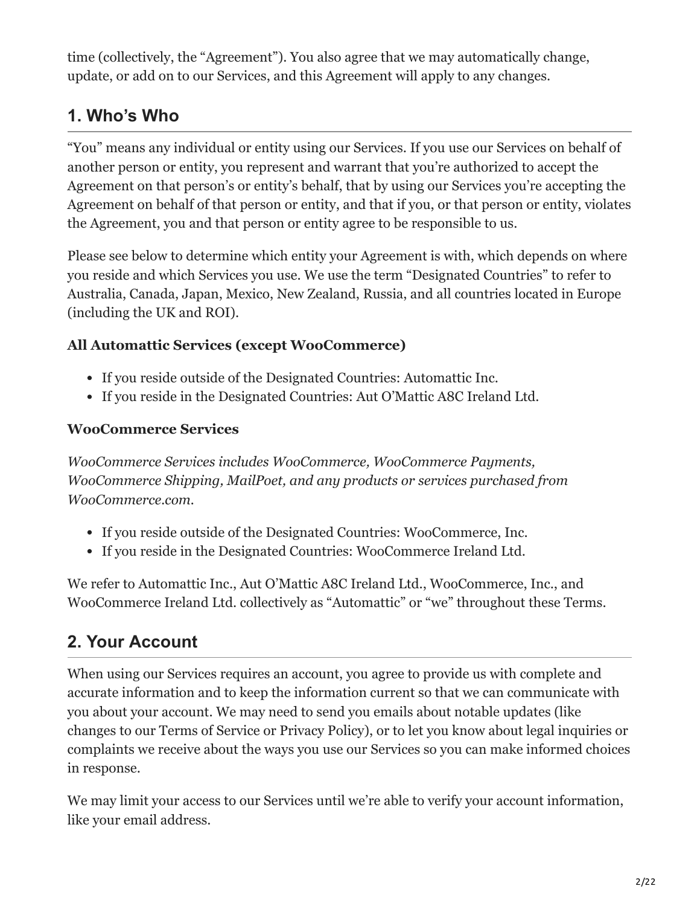time (collectively, the "Agreement"). You also agree that we may automatically change, update, or add on to our Services, and this Agreement will apply to any changes.

## 1. Who's Who

"You" means any individual or entity using our Services. If you use our Services on behalf of another person or entity, you represent and warrant that you're authorized to accept the Agreement on that person's or entity's behalf, that by using our Services you're accepting the Agreement on behalf of that person or entity, and that if you, or that person or entity, violates the Agreement, you and that person or entity agree to be responsible to us.

Please see below to determine which entity your Agreement is with, which depends on where you reside and which Services you use. We use the term "Designated Countries" to refer to Australia, Canada, Japan, Mexico, New Zealand, Russia, and all countries located in Europe (including the UK and ROI).

**All Automattic Services (except WooCommerce)**

- If you reside outside of the Designated Countries: Automattic Inc.
- If you reside in the Designated Countries: Aut O'Mattic A8C Ireland Ltd.

**WooCommerce Services**

*WooCommerce Services includes WooCommerce, WooCommerce Payments, WooCommerce Shipping, MailPoet, and any products or services purchased from WooCommerce.com.*

- If you reside outside of the Designated Countries: WooCommerce, Inc.
- If you reside in the Designated Countries: WooCommerce Ireland Ltd.

We refer to Automattic Inc., Aut O'Mattic A8C Ireland Ltd., WooCommerce, Inc., and WooCommerce Ireland Ltd. collectively as "Automattic" or "we" throughout these Terms.

## 2. Your Account

When using our Services requires an account, you agree to provide us with complete and accurate information and to keep the information current so that we can communicate with you about your account. We may need to send you emails about notable updates (like changes to our Terms of Service or Privacy Policy), or to let you know about legal inquiries or complaints we receive about the ways you use our Services so you can make informed choices in response.

We may limit your access to our Services until we're able to verify your account information, like your email address.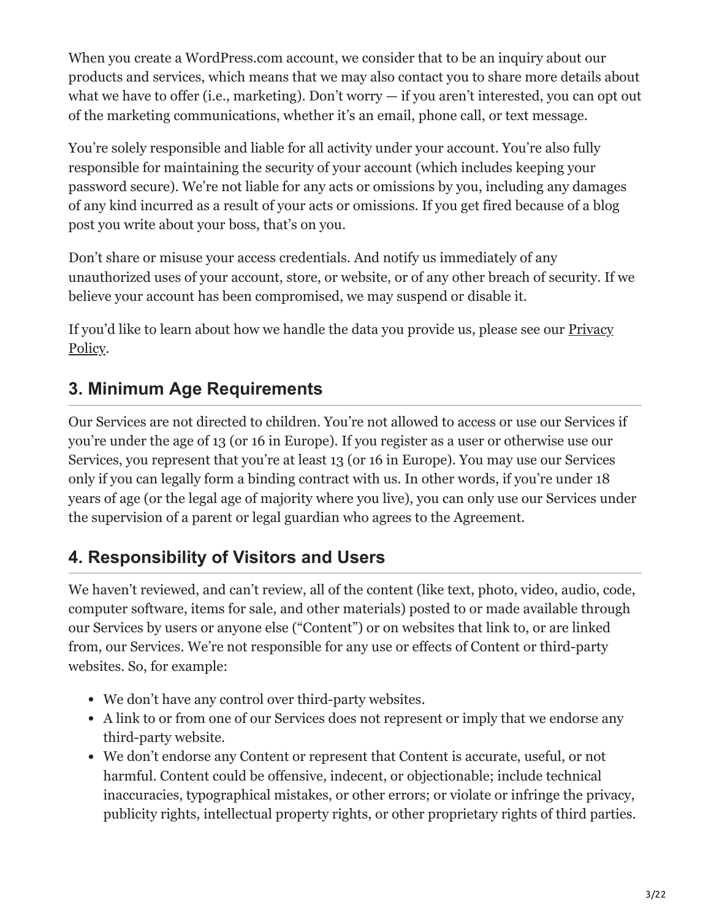When you create a WordPress.com account, we consider that to be an inquiry about our products and services, which means that we may also contact you to share more details about what we have to offer (i.e., marketing). Don't worry — if you aren't interested, you can opt out of the marketing communications, whether it's an email, phone call, or text message.

You're solely responsible and liable for all activity under your account. You're also fully responsible for maintaining the security of your account (which includes keeping your password secure). We're not liable for any acts or omissions by you, including any damages of any kind incurred as a result of your acts or omissions. If you get fired because of a blog post you write about your boss, that's on you.

Don't share or misuse your access credentials. And notify us immediately of any unauthorized uses of your account, store, or website, or of any other breach of security. If we believe your account has been compromised, we may suspend or disable it.

If you'd like to learn about how we handle the data you provide us, please see our Privacy Policy.

## 3. Minimum Age Requirements

Our Services are not directed to children. You're not allowed to access or use our Services if you're under the age of 13 (or 16 in Europe). If you register as a user or otherwise use our Services, you represent that you're at least 13 (or 16 in Europe). You may use our Services only if you can legally form a binding contract with us. In other words, if you're under 18 years of age (or the legal age of majority where you live), you can only use our Services under the supervision of a parent or legal guardian who agrees to the Agreement.

## 4. Responsibility of Visitors and Users

We haven't reviewed, and can't review, all of the content (like text, photo, video, audio, code, computer software, items for sale, and other materials) posted to or made available through our Services by users or anyone else ("Content") or on websites that link to, or are linked from, our Services. We're not responsible for any use or effects of Content or third-party websites. So, for example:

- We don't have any control over third-party websites.
- A link to or from one of our Services does not represent or imply that we endorse any third-party website.
- We don't endorse any Content or represent that Content is accurate, useful, or not harmful. Content could be offensive, indecent, or objectionable; include technical inaccuracies, typographical mistakes, or other errors; or violate or infringe the privacy, publicity rights, intellectual property rights, or other proprietary rights of third parties.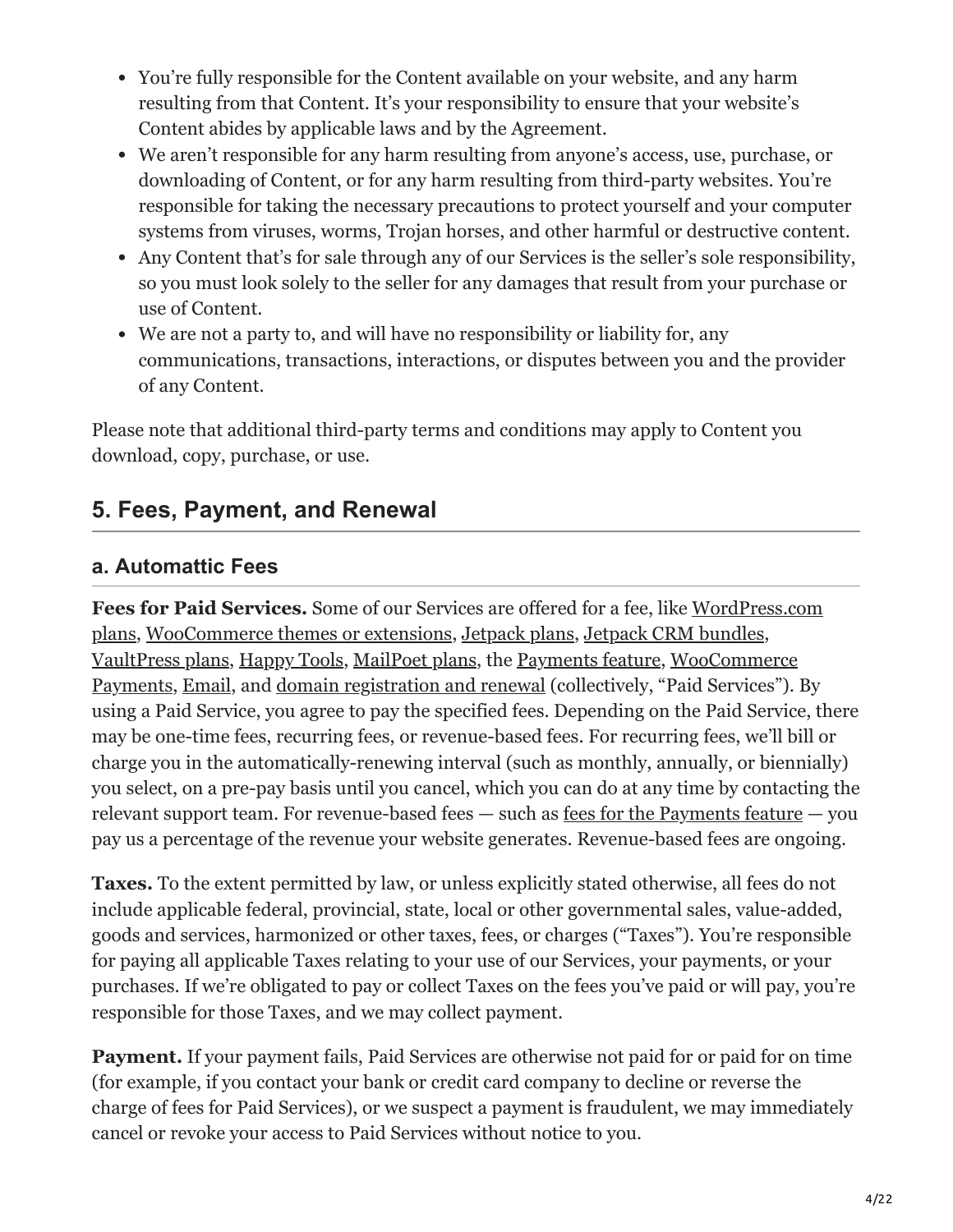- You're fully responsible for the Content available on your website, and any harm resulting from that Content. It's your responsibility to ensure that your website's Content abides by applicable laws and by the Agreement.
- We aren't responsible for any harm resulting from anyone's access, use, purchase, or downloading of Content, or for any harm resulting from third-party websites. You're responsible for taking the necessary precautions to protect yourself and your computer systems from viruses, worms, Trojan horses, and other harmful or destructive content.
- Any Content that's for sale through any of our Services is the seller's sole responsibility, so you must look solely to the seller for any damages that result from your purchase or use of Content.
- We are not a party to, and will have no responsibility or liability for, any communications, transactions, interactions, or disputes between you and the provider of any Content.

Please note that additional third-party terms and conditions may apply to Content you download, copy, purchase, or use.

## 5. Fees, Payment, and Renewal

### a. Automattic Fees

**Fees for Paid Services.** Some of our Services are offered for a fee, like WordPress.com plans, WooCommerce themes or extensions, Jetpack plans, Jetpack CRM bundles, VaultPress plans, Happy Tools, MailPoet plans, the Payments feature, WooCommerce Payments, Email, and domain registration and renewal (collectively, "Paid Services"). By using a Paid Service, you agree to pay the specified fees. Depending on the Paid Service, there may be one-time fees, recurring fees, or revenue-based fees. For recurring fees, we'll bill or charge you in the automatically-renewing interval (such as monthly, annually, or biennially) you select, on a pre-pay basis until you cancel, which you can do at any time by contacting the relevant support team. For revenue-based fees — such as fees for the Payments feature — you pay us a percentage of the revenue your website generates. Revenue-based fees are ongoing.

**Taxes.** To the extent permitted by law, or unless explicitly stated otherwise, all fees do not include applicable federal, provincial, state, local or other governmental sales, value-added, goods and services, harmonized or other taxes, fees, or charges ("Taxes"). You're responsible for paying all applicable Taxes relating to your use of our Services, your payments, or your purchases. If we're obligated to pay or collect Taxes on the fees you've paid or will pay, you're responsible for those Taxes, and we may collect payment.

**Payment.** If your payment fails, Paid Services are otherwise not paid for or paid for on time (for example, if you contact your bank or credit card company to decline or reverse the charge of fees for Paid Services), or we suspect a payment is fraudulent, we may immediately cancel or revoke your access to Paid Services without notice to you.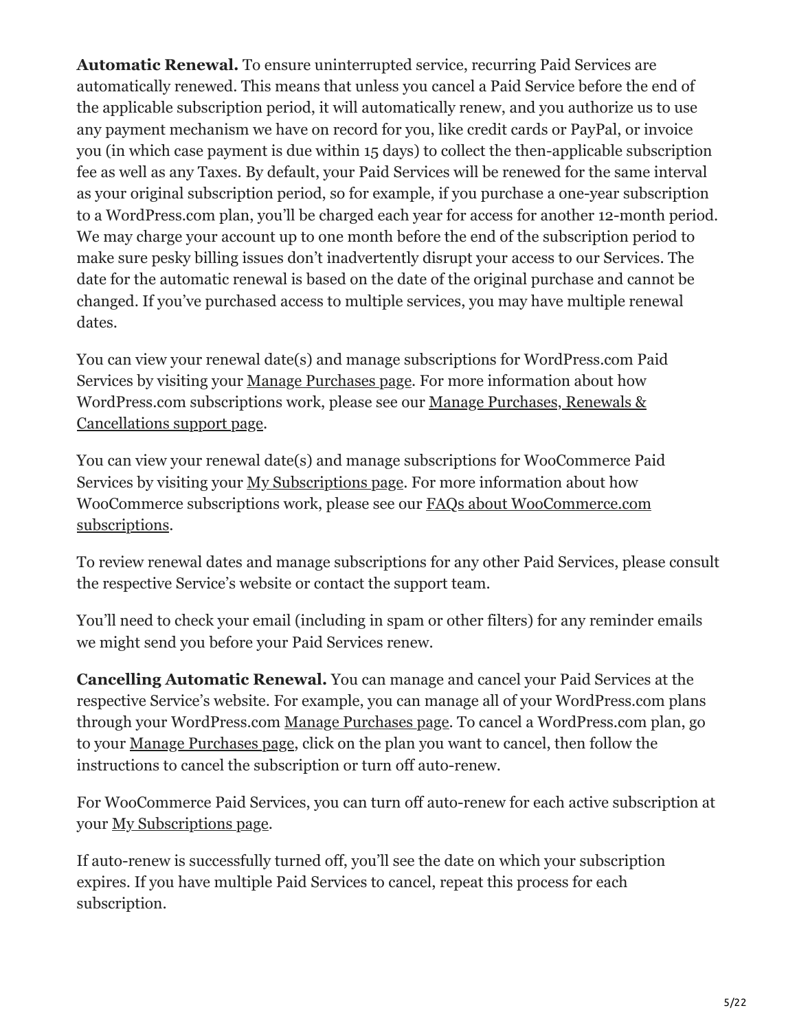**Automatic Renewal.** To ensure uninterrupted service, recurring Paid Services are automatically renewed. This means that unless you cancel a Paid Service before the end of the applicable subscription period, it will automatically renew, and you authorize us to use any payment mechanism we have on record for you, like credit cards or PayPal, or invoice you (in which case payment is due within 15 days) to collect the then-applicable subscription fee as well as any Taxes. By default, your Paid Services will be renewed for the same interval as your original subscription period, so for example, if you purchase a one-year subscription to a WordPress.com plan, you'll be charged each year for access for another 12-month period. We may charge your account up to one month before the end of the subscription period to make sure pesky billing issues don't inadvertently disrupt your access to our Services. The date for the automatic renewal is based on the date of the original purchase and cannot be changed. If you've purchased access to multiple services, you may have multiple renewal dates.

You can view your renewal date(s) and manage subscriptions for WordPress.com Paid Services by visiting your Manage Purchases page. For more information about how WordPress.com subscriptions work, please see our Manage Purchases, Renewals & Cancellations support page.

You can view your renewal date(s) and manage subscriptions for WooCommerce Paid Services by visiting your My Subscriptions page. For more information about how WooCommerce subscriptions work, please see our FAQs about WooCommerce.com subscriptions.

To review renewal dates and manage subscriptions for any other Paid Services, please consult the respective Service's website or contact the support team.

You'll need to check your email (including in spam or other filters) for any reminder emails we might send you before your Paid Services renew.

**Cancelling Automatic Renewal.** You can manage and cancel your Paid Services at the respective Service's website. For example, you can manage all of your WordPress.com plans through your WordPress.com Manage Purchases page. To cancel a WordPress.com plan, go to your Manage Purchases page, click on the plan you want to cancel, then follow the instructions to cancel the subscription or turn off auto-renew.

For WooCommerce Paid Services, you can turn off auto-renew for each active subscription at your My Subscriptions page.

If auto-renew is successfully turned off, you'll see the date on which your subscription expires. If you have multiple Paid Services to cancel, repeat this process for each subscription.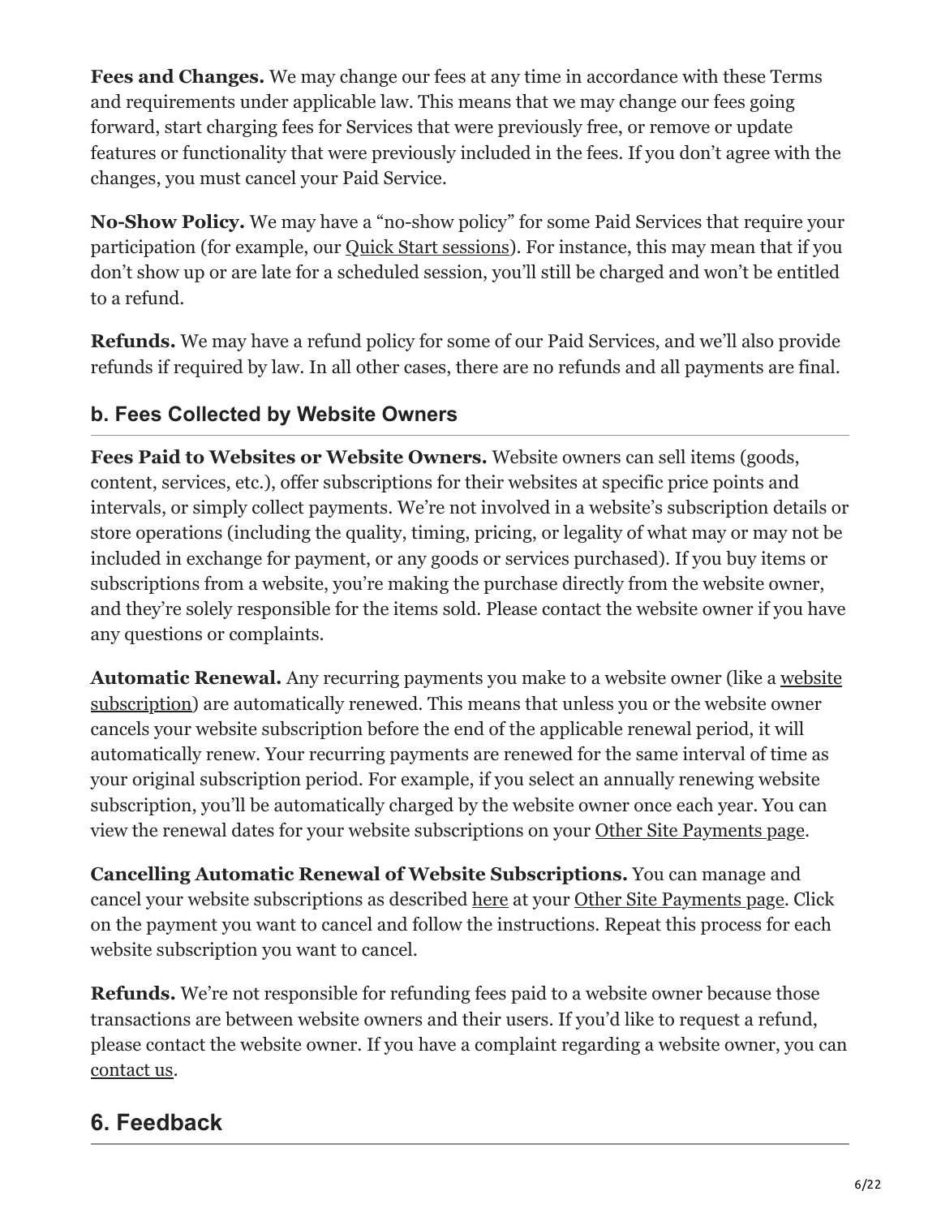**Fees and Changes.** We may change our fees at any time in accordance with these Terms and requirements under applicable law. This means that we may change our fees going forward, start charging fees for Services that were previously free, or remove or update features or functionality that were previously included in the fees. If you don't agree with the changes, you must cancel your Paid Service.

**No-Show Policy.** We may have a "no-show policy" for some Paid Services that require your participation (for example, our Quick Start sessions). For instance, this may mean that if you don't show up or are late for a scheduled session, you'll still be charged and won't be entitled to a refund.

**Refunds.** We may have a refund policy for some of our Paid Services, and we'll also provide refunds if required by law. In all other cases, there are no refunds and all payments are final.

### b. Fees Collected by Website Owners

**Fees Paid to Websites or Website Owners.** Website owners can sell items (goods, content, services, etc.), offer subscriptions for their websites at specific price points and intervals, or simply collect payments. We're not involved in a website's subscription details or store operations (including the quality, timing, pricing, or legality of what may or may not be included in exchange for payment, or any goods or services purchased). If you buy items or subscriptions from a website, you're making the purchase directly from the website owner, and they're solely responsible for the items sold. Please contact the website owner if you have any questions or complaints.

**Automatic Renewal.** Any recurring payments you make to a website owner (like a website subscription) are automatically renewed. This means that unless you or the website owner cancels your website subscription before the end of the applicable renewal period, it will automatically renew. Your recurring payments are renewed for the same interval of time as your original subscription period. For example, if you select an annually renewing website subscription, you'll be automatically charged by the website owner once each year. You can view the renewal dates for your website subscriptions on your Other Site Payments page.

**Cancelling Automatic Renewal of Website Subscriptions.** You can manage and cancel your website subscriptions as described here at your Other Site Payments page. Click on the payment you want to cancel and follow the instructions. Repeat this process for each website subscription you want to cancel.

**Refunds.** We're not responsible for refunding fees paid to a website owner because those transactions are between website owners and their users. If you'd like to request a refund, please contact the website owner. If you have a complaint regarding a website owner, you can contact us.

## 6. Feedback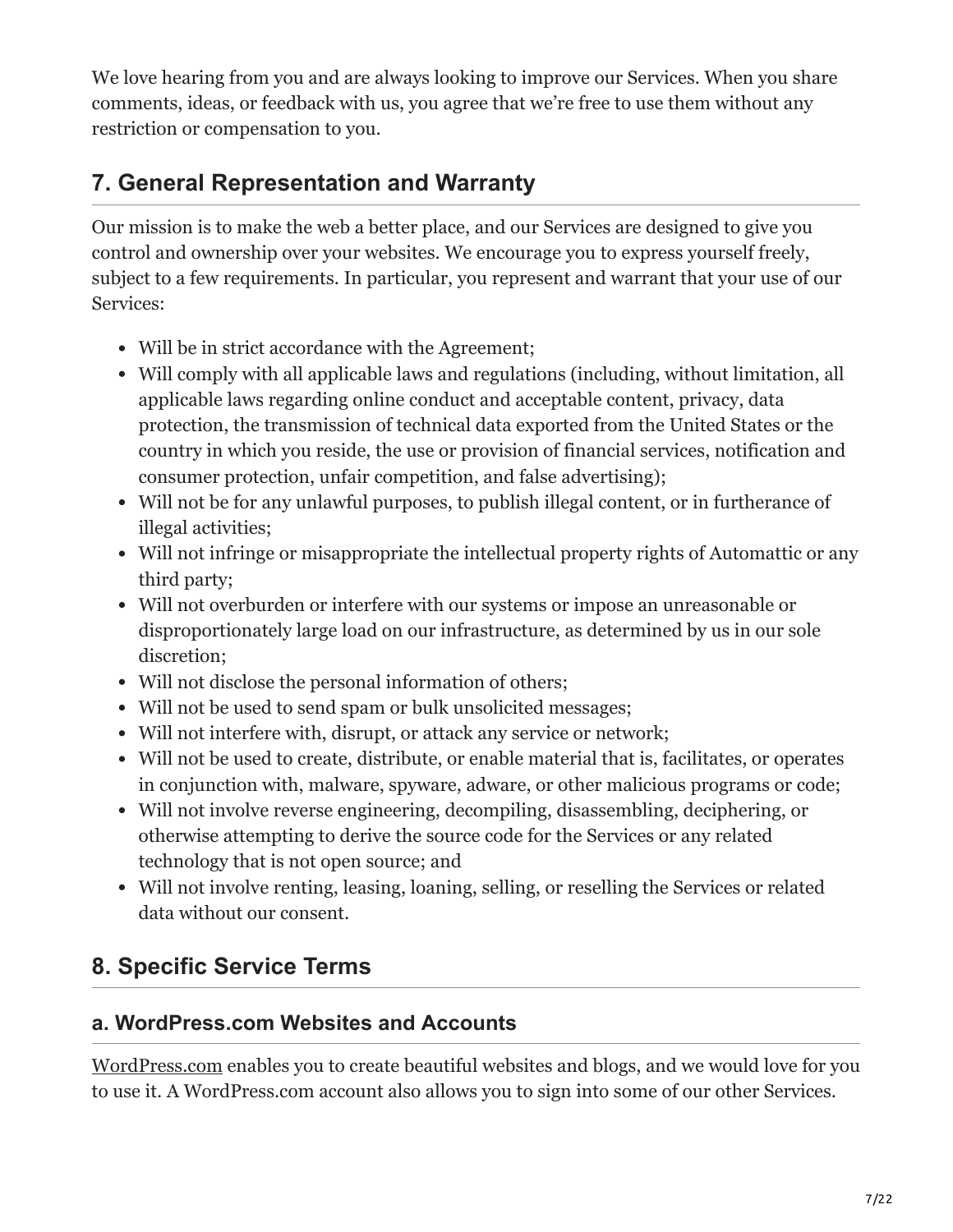We love hearing from you and are always looking to improve our Services. When you share comments, ideas, or feedback with us, you agree that we're free to use them without any restriction or compensation to you.

## 7. General Representation and Warranty

Our mission is to make the web a better place, and our Services are designed to give you control and ownership over your websites. We encourage you to express yourself freely, subject to a few requirements. In particular, you represent and warrant that your use of our Services:

- Will be in strict accordance with the Agreement;
- Will comply with all applicable laws and regulations (including, without limitation, all applicable laws regarding online conduct and acceptable content, privacy, data protection, the transmission of technical data exported from the United States or the country in which you reside, the use or provision of financial services, notification and consumer protection, unfair competition, and false advertising);
- Will not be for any unlawful purposes, to publish illegal content, or in furtherance of illegal activities;
- Will not infringe or misappropriate the intellectual property rights of Automattic or any third party;
- Will not overburden or interfere with our systems or impose an unreasonable or disproportionately large load on our infrastructure, as determined by us in our sole discretion;
- Will not disclose the personal information of others;
- Will not be used to send spam or bulk unsolicited messages;
- Will not interfere with, disrupt, or attack any service or network;
- Will not be used to create, distribute, or enable material that is, facilitates, or operates in conjunction with, malware, spyware, adware, or other malicious programs or code;
- Will not involve reverse engineering, decompiling, disassembling, deciphering, or otherwise attempting to derive the source code for the Services or any related technology that is not open source; and
- Will not involve renting, leasing, loaning, selling, or reselling the Services or related data without our consent.

## 8. Specific Service Terms

### a. WordPress.com Websites and Accounts

WordPress.com enables you to create beautiful websites and blogs, and we would love for you to use it. A WordPress.com account also allows you to sign into some of our other Services.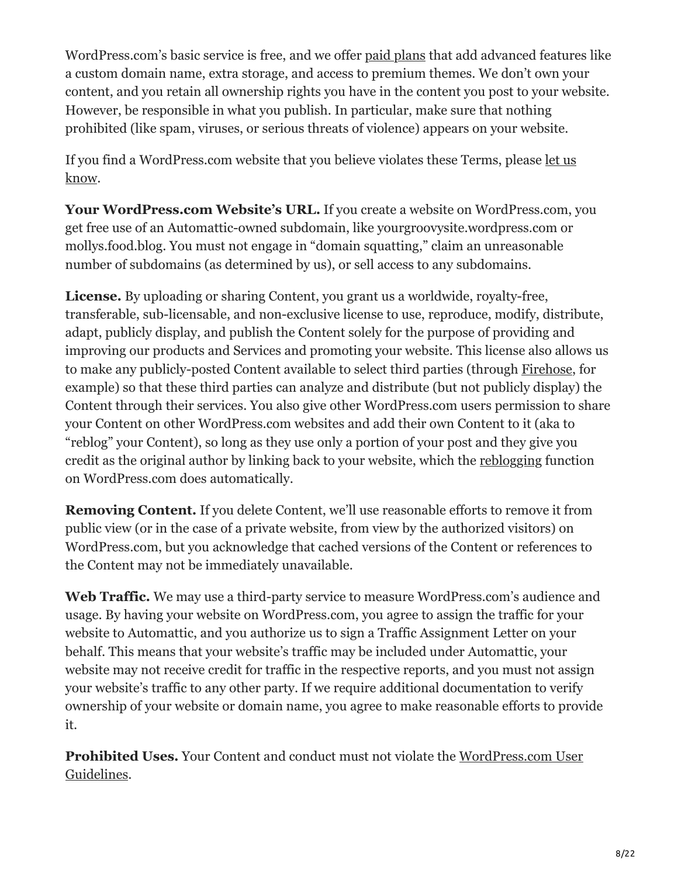WordPress.com's basic service is free, and we offer paid plans that add advanced features like a custom domain name, extra storage, and access to premium themes. We don't own your content, and you retain all ownership rights you have in the content you post to your website. However, be responsible in what you publish. In particular, make sure that nothing prohibited (like spam, viruses, or serious threats of violence) appears on your website.

If you find a WordPress.com website that you believe violates these Terms, please let us know.

**Your WordPress.com Website's URL.** If you create a website on WordPress.com, you get free use of an Automattic-owned subdomain, like yourgroovysite.wordpress.com or mollys.food.blog. You must not engage in "domain squatting," claim an unreasonable number of subdomains (as determined by us), or sell access to any subdomains.

**License.** By uploading or sharing Content, you grant us a worldwide, royalty-free, transferable, sub-licensable, and non-exclusive license to use, reproduce, modify, distribute, adapt, publicly display, and publish the Content solely for the purpose of providing and improving our products and Services and promoting your website. This license also allows us to make any publicly-posted Content available to select third parties (through Firehose, for example) so that these third parties can analyze and distribute (but not publicly display) the Content through their services. You also give other WordPress.com users permission to share your Content on other WordPress.com websites and add their own Content to it (aka to "reblog" your Content), so long as they use only a portion of your post and they give you credit as the original author by linking back to your website, which the reblogging function on WordPress.com does automatically.

**Removing Content.** If you delete Content, we'll use reasonable efforts to remove it from public view (or in the case of a private website, from view by the authorized visitors) on WordPress.com, but you acknowledge that cached versions of the Content or references to the Content may not be immediately unavailable.

**Web Traffic.** We may use a third-party service to measure WordPress.com's audience and usage. By having your website on WordPress.com, you agree to assign the traffic for your website to Automattic, and you authorize us to sign a Traffic Assignment Letter on your behalf. This means that your website's traffic may be included under Automattic, your website may not receive credit for traffic in the respective reports, and you must not assign your website's traffic to any other party. If we require additional documentation to verify ownership of your website or domain name, you agree to make reasonable efforts to provide it.

**Prohibited Uses.** Your Content and conduct must not violate the WordPress.com User Guidelines.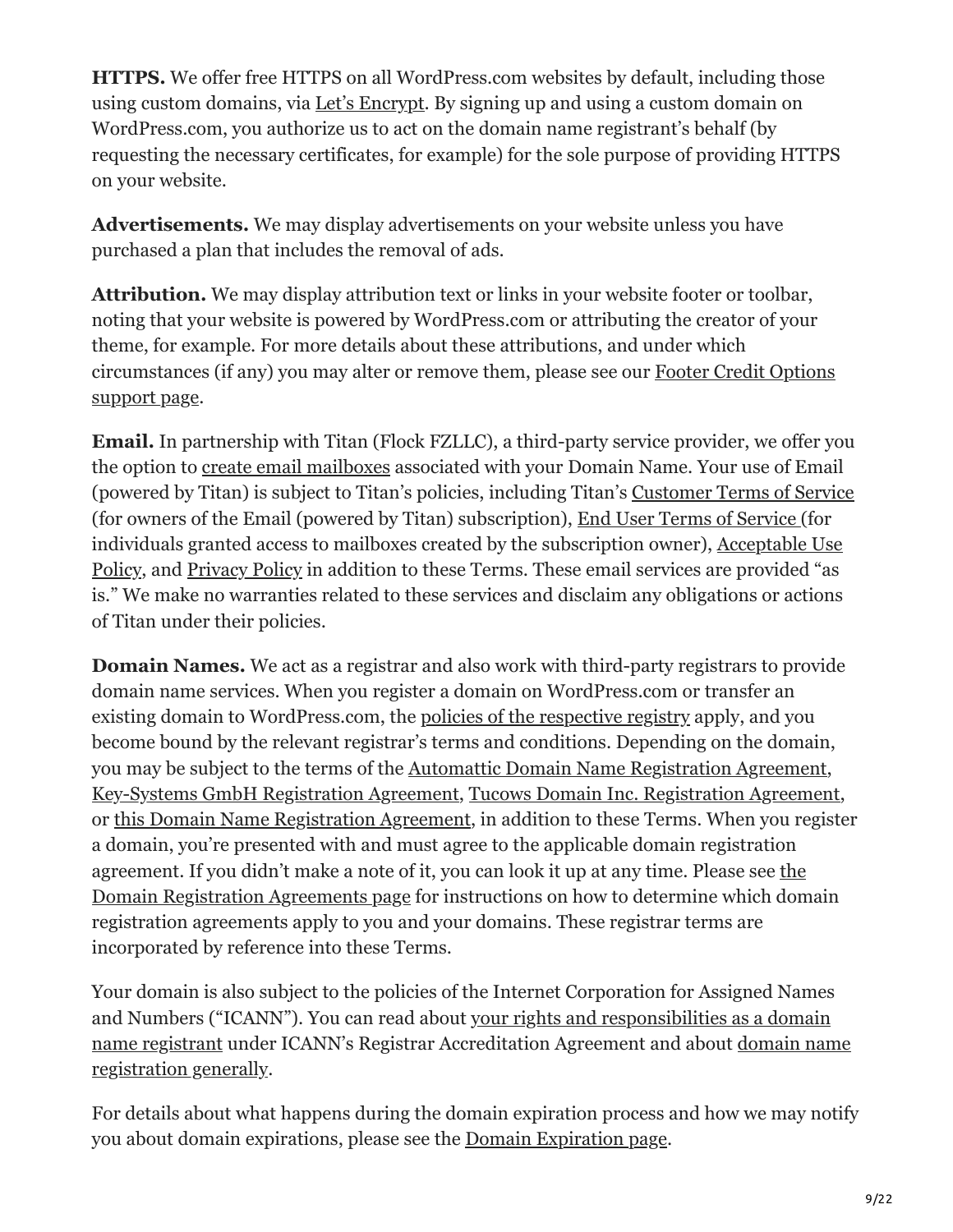**HTTPS.** We offer free HTTPS on all WordPress.com websites by default, including those using custom domains, via Let's Encrypt. By signing up and using a custom domain on WordPress.com, you authorize us to act on the domain name registrant's behalf (by requesting the necessary certificates, for example) for the sole purpose of providing HTTPS on your website.

**Advertisements.** We may display advertisements on your website unless you have purchased a plan that includes the removal of ads.

**Attribution.** We may display attribution text or links in your website footer or toolbar, noting that your website is powered by WordPress.com or attributing the creator of your theme, for example. For more details about these attributions, and under which circumstances (if any) you may alter or remove them, please see our Footer Credit Options support page.

**Email.** In partnership with Titan (Flock FZLLC), a third-party service provider, we offer you the option to create email mailboxes associated with your Domain Name. Your use of Email (powered by Titan) is subject to Titan's policies, including Titan's Customer Terms of Service (for owners of the Email (powered by Titan) subscription), End User Terms of Service (for individuals granted access to mailboxes created by the subscription owner), Acceptable Use Policy, and Privacy Policy in addition to these Terms. These email services are provided "as is." We make no warranties related to these services and disclaim any obligations or actions of Titan under their policies.

**Domain Names.** We act as a registrar and also work with third-party registrars to provide domain name services. When you register a domain on WordPress.com or transfer an existing domain to WordPress.com, the policies of the respective registry apply, and you become bound by the relevant registrar's terms and conditions. Depending on the domain, you may be subject to the terms of the Automattic Domain Name Registration Agreement, Key-Systems GmbH Registration Agreement, Tucows Domain Inc. Registration Agreement, or this Domain Name Registration Agreement, in addition to these Terms. When you register a domain, you're presented with and must agree to the applicable domain registration agreement. If you didn't make a note of it, you can look it up at any time. Please see the Domain Registration Agreements page for instructions on how to determine which domain registration agreements apply to you and your domains. These registrar terms are incorporated by reference into these Terms.

Your domain is also subject to the policies of the Internet Corporation for Assigned Names and Numbers ("ICANN"). You can read about your rights and responsibilities as a domain name registrant under ICANN's Registrar Accreditation Agreement and about domain name registration generally.

For details about what happens during the domain expiration process and how we may notify you about domain expirations, please see the Domain Expiration page.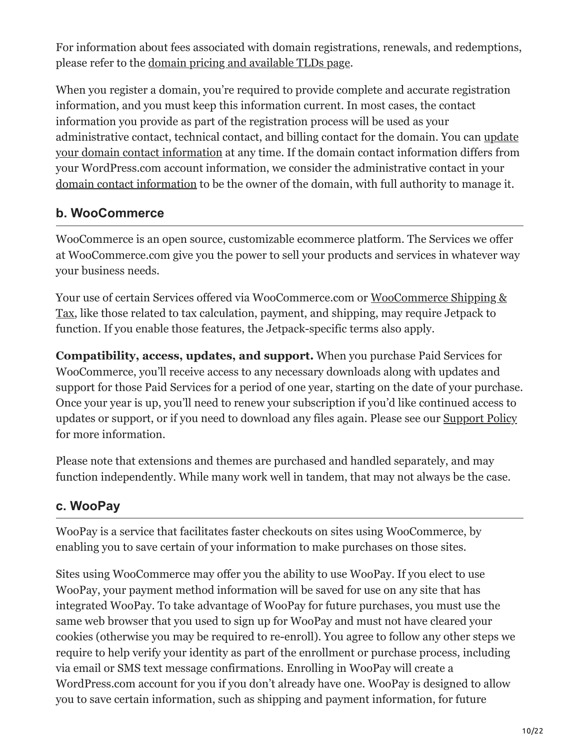For information about fees associated with domain registrations, renewals, and redemptions, please refer to the domain pricing and available TLDs page.

When you register a domain, you're required to provide complete and accurate registration information, and you must keep this information current. In most cases, the contact information you provide as part of the registration process will be used as your administrative contact, technical contact, and billing contact for the domain. You can update your domain contact information at any time. If the domain contact information differs from your WordPress.com account information, we consider the administrative contact in your domain contact information to be the owner of the domain, with full authority to manage it.

### b. WooCommerce

WooCommerce is an open source, customizable ecommerce platform. The Services we offer at WooCommerce.com give you the power to sell your products and services in whatever way your business needs.

Your use of certain Services offered via WooCommerce.com or WooCommerce Shipping & Tax, like those related to tax calculation, payment, and shipping, may require Jetpack to function. If you enable those features, the Jetpack-specific terms also apply.

**Compatibility, access, updates, and support.** When you purchase Paid Services for WooCommerce, you'll receive access to any necessary downloads along with updates and support for those Paid Services for a period of one year, starting on the date of your purchase. Once your year is up, you'll need to renew your subscription if you'd like continued access to updates or support, or if you need to download any files again. Please see our Support Policy for more information.

Please note that extensions and themes are purchased and handled separately, and may function independently. While many work well in tandem, that may not always be the case.

### c. WooPay

WooPay is a service that facilitates faster checkouts on sites using WooCommerce, by enabling you to save certain of your information to make purchases on those sites.

Sites using WooCommerce may offer you the ability to use WooPay. If you elect to use WooPay, your payment method information will be saved for use on any site that has integrated WooPay. To take advantage of WooPay for future purchases, you must use the same web browser that you used to sign up for WooPay and must not have cleared your cookies (otherwise you may be required to re-enroll). You agree to follow any other steps we require to help verify your identity as part of the enrollment or purchase process, including via email or SMS text message confirmations. Enrolling in WooPay will create a WordPress.com account for you if you don't already have one. WooPay is designed to allow you to save certain information, such as shipping and payment information, for future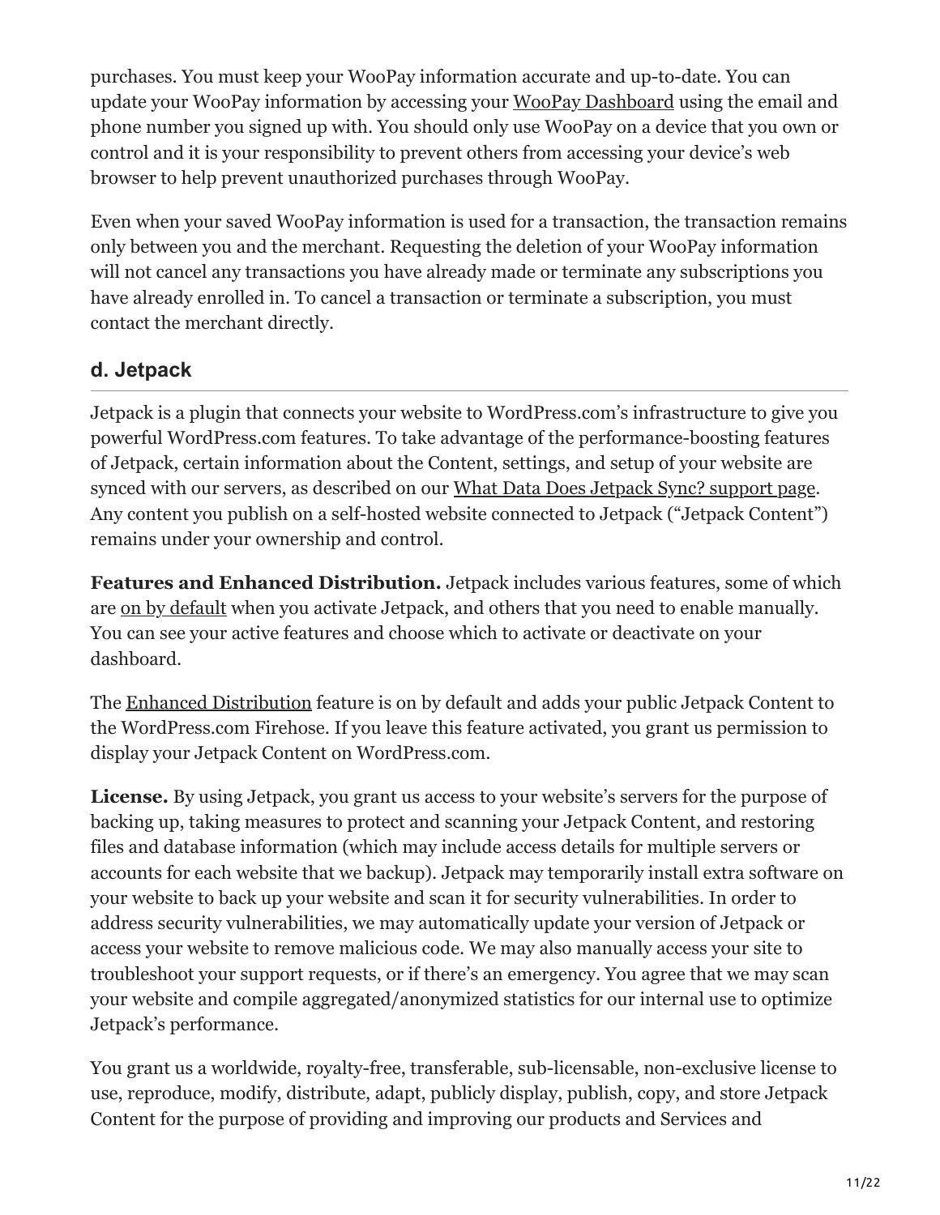purchases. You must keep your WooPay information accurate and up-to-date. You can update your WooPay information by accessing your WooPay Dashboard using the email and phone number you signed up with. You should only use WooPay on a device that you own or control and it is your responsibility to prevent others from accessing your device's web browser to help prevent unauthorized purchases through WooPay.

Even when your saved WooPay information is used for a transaction, the transaction remains only between you and the merchant. Requesting the deletion of your WooPay information will not cancel any transactions you have already made or terminate any subscriptions you have already enrolled in. To cancel a transaction or terminate a subscription, you must contact the merchant directly.

### d. Jetpack

Jetpack is a plugin that connects your website to WordPress.com's infrastructure to give you powerful WordPress.com features. To take advantage of the performance-boosting features of Jetpack, certain information about the Content, settings, and setup of your website are synced with our servers, as described on our What Data Does Jetpack Sync? support page. Any content you publish on a self-hosted website connected to Jetpack ("Jetpack Content") remains under your ownership and control.

**Features and Enhanced Distribution.** Jetpack includes various features, some of which are on by default when you activate Jetpack, and others that you need to enable manually. You can see your active features and choose which to activate or deactivate on your dashboard.

The Enhanced Distribution feature is on by default and adds your public Jetpack Content to the WordPress.com Firehose. If you leave this feature activated, you grant us permission to display your Jetpack Content on WordPress.com.

**License.** By using Jetpack, you grant us access to your website's servers for the purpose of backing up, taking measures to protect and scanning your Jetpack Content, and restoring files and database information (which may include access details for multiple servers or accounts for each website that we backup). Jetpack may temporarily install extra software on your website to back up your website and scan it for security vulnerabilities. In order to address security vulnerabilities, we may automatically update your version of Jetpack or access your website to remove malicious code. We may also manually access your site to troubleshoot your support requests, or if there's an emergency. You agree that we may scan your website and compile aggregated/anonymized statistics for our internal use to optimize Jetpack's performance.

You grant us a worldwide, royalty-free, transferable, sub-licensable, non-exclusive license to use, reproduce, modify, distribute, adapt, publicly display, publish, copy, and store Jetpack Content for the purpose of providing and improving our products and Services and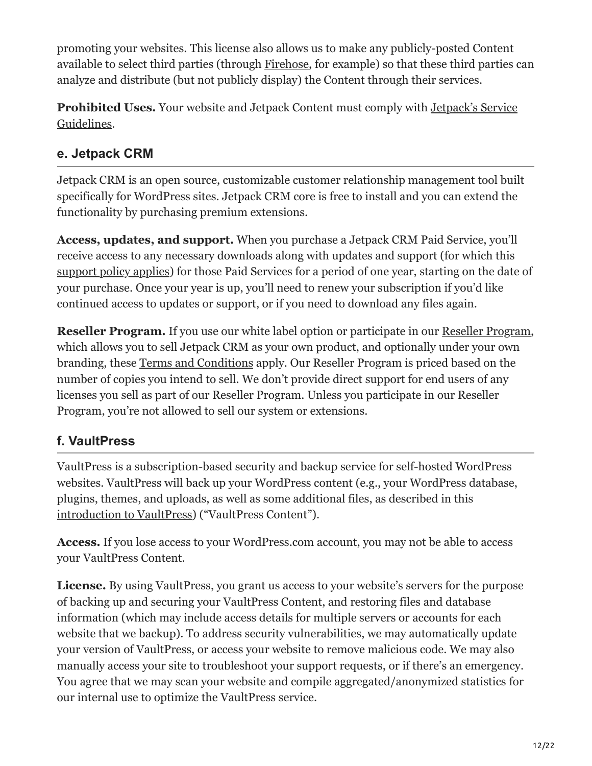promoting your websites. This license also allows us to make any publicly-posted Content available to select third parties (through Firehose, for example) so that these third parties can analyze and distribute (but not publicly display) the Content through their services.

**Prohibited Uses.** Your website and Jetpack Content must comply with Jetpack's Service Guidelines.

### e. Jetpack CRM

Jetpack CRM is an open source, customizable customer relationship management tool built specifically for WordPress sites. Jetpack CRM core is free to install and you can extend the functionality by purchasing premium extensions.

**Access, updates, and support.** When you purchase a Jetpack CRM Paid Service, you'll receive access to any necessary downloads along with updates and support (for which this support policy applies) for those Paid Services for a period of one year, starting on the date of your purchase. Once your year is up, you'll need to renew your subscription if you'd like continued access to updates or support, or if you need to download any files again.

**Reseller Program.** If you use our white label option or participate in our Reseller Program, which allows you to sell Jetpack CRM as your own product, and optionally under your own branding, these Terms and Conditions apply. Our Reseller Program is priced based on the number of copies you intend to sell. We don't provide direct support for end users of any licenses you sell as part of our Reseller Program. Unless you participate in our Reseller Program, you're not allowed to sell our system or extensions.

### f. VaultPress

VaultPress is a subscription-based security and backup service for self-hosted WordPress websites. VaultPress will back up your WordPress content (e.g., your WordPress database, plugins, themes, and uploads, as well as some additional files, as described in this introduction to VaultPress) ("VaultPress Content").

**Access.** If you lose access to your WordPress.com account, you may not be able to access your VaultPress Content.

**License.** By using VaultPress, you grant us access to your website's servers for the purpose of backing up and securing your VaultPress Content, and restoring files and database information (which may include access details for multiple servers or accounts for each website that we backup). To address security vulnerabilities, we may automatically update your version of VaultPress, or access your website to remove malicious code. We may also manually access your site to troubleshoot your support requests, or if there's an emergency. You agree that we may scan your website and compile aggregated/anonymized statistics for our internal use to optimize the VaultPress service.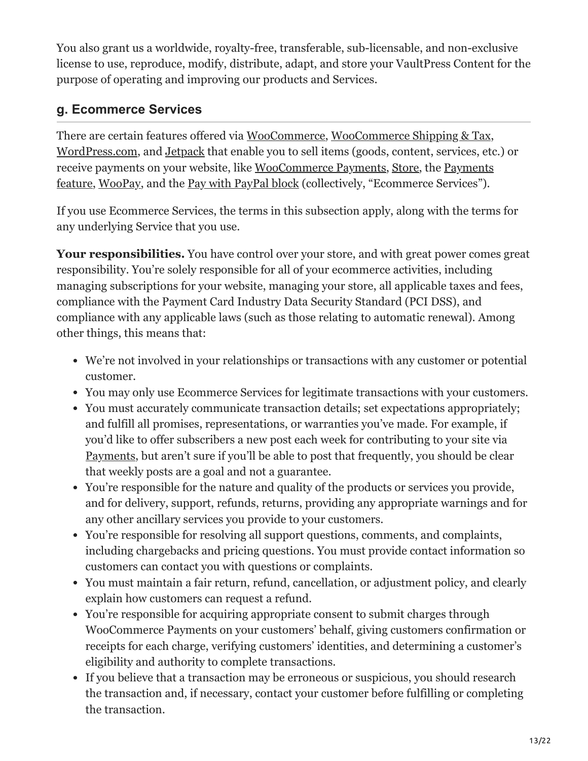You also grant us a worldwide, royalty-free, transferable, sub-licensable, and non-exclusive license to use, reproduce, modify, distribute, adapt, and store your VaultPress Content for the purpose of operating and improving our products and Services.

### g. Ecommerce Services

There are certain features offered via WooCommerce, WooCommerce Shipping & Tax, WordPress.com, and Jetpack that enable you to sell items (goods, content, services, etc.) or receive payments on your website, like WooCommerce Payments, Store, the Payments feature, WooPay, and the Pay with PayPal block (collectively, "Ecommerce Services").

If you use Ecommerce Services, the terms in this subsection apply, along with the terms for any underlying Service that you use.

**Your responsibilities.** You have control over your store, and with great power comes great responsibility. You're solely responsible for all of your ecommerce activities, including managing subscriptions for your website, managing your store, all applicable taxes and fees, compliance with the Payment Card Industry Data Security Standard (PCI DSS), and compliance with any applicable laws (such as those relating to automatic renewal). Among other things, this means that:

- We're not involved in your relationships or transactions with any customer or potential customer.
- You may only use Ecommerce Services for legitimate transactions with your customers.
- You must accurately communicate transaction details; set expectations appropriately; and fulfill all promises, representations, or warranties you've made. For example, if you'd like to offer subscribers a new post each week for contributing to your site via Payments, but aren't sure if you'll be able to post that frequently, you should be clear that weekly posts are a goal and not a guarantee.
- You're responsible for the nature and quality of the products or services you provide, and for delivery, support, refunds, returns, providing any appropriate warnings and for any other ancillary services you provide to your customers.
- You're responsible for resolving all support questions, comments, and complaints, including chargebacks and pricing questions. You must provide contact information so customers can contact you with questions or complaints.
- You must maintain a fair return, refund, cancellation, or adjustment policy, and clearly explain how customers can request a refund.
- You're responsible for acquiring appropriate consent to submit charges through WooCommerce Payments on your customers' behalf, giving customers confirmation or receipts for each charge, verifying customers' identities, and determining a customer's eligibility and authority to complete transactions.
- If you believe that a transaction may be erroneous or suspicious, you should research the transaction and, if necessary, contact your customer before fulfilling or completing the transaction.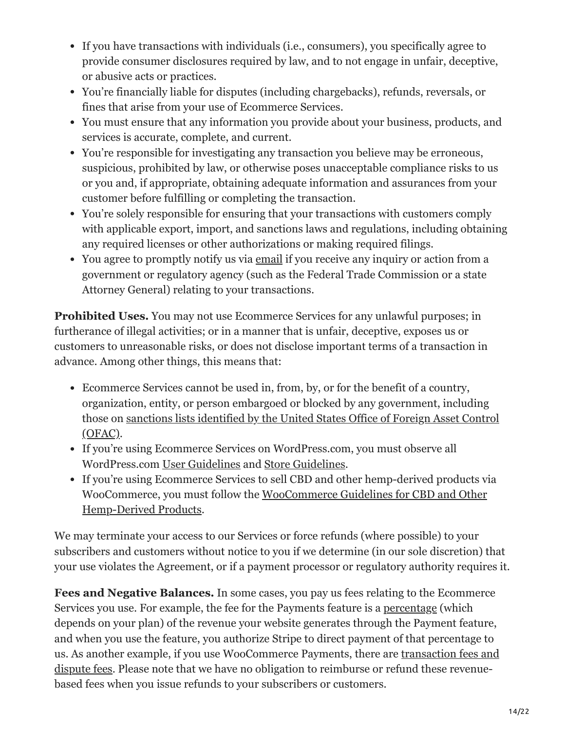- If you have transactions with individuals (i.e., consumers), you specifically agree to provide consumer disclosures required by law, and to not engage in unfair, deceptive, or abusive acts or practices.
- You're financially liable for disputes (including chargebacks), refunds, reversals, or fines that arise from your use of Ecommerce Services.
- You must ensure that any information you provide about your business, products, and services is accurate, complete, and current.
- You're responsible for investigating any transaction you believe may be erroneous, suspicious, prohibited by law, or otherwise poses unacceptable compliance risks to us or you and, if appropriate, obtaining adequate information and assurances from your customer before fulfilling or completing the transaction.
- You're solely responsible for ensuring that your transactions with customers comply with applicable export, import, and sanctions laws and regulations, including obtaining any required licenses or other authorizations or making required filings.
- You agree to promptly notify us via email if you receive any inquiry or action from a government or regulatory agency (such as the Federal Trade Commission or a state Attorney General) relating to your transactions.

**Prohibited Uses.** You may not use Ecommerce Services for any unlawful purposes; in furtherance of illegal activities; or in a manner that is unfair, deceptive, exposes us or customers to unreasonable risks, or does not disclose important terms of a transaction in advance. Among other things, this means that:

- Ecommerce Services cannot be used in, from, by, or for the benefit of a country, organization, entity, or person embargoed or blocked by any government, including those on sanctions lists identified by the United States Office of Foreign Asset Control (OFAC).
- If you're using Ecommerce Services on WordPress.com, you must observe all WordPress.com User Guidelines and Store Guidelines.
- If you're using Ecommerce Services to sell CBD and other hemp-derived products via WooCommerce, you must follow the WooCommerce Guidelines for CBD and Other Hemp-Derived Products.

We may terminate your access to our Services or force refunds (where possible) to your subscribers and customers without notice to you if we determine (in our sole discretion) that your use violates the Agreement, or if a payment processor or regulatory authority requires it.

**Fees and Negative Balances.** In some cases, you pay us fees relating to the Ecommerce Services you use. For example, the fee for the Payments feature is a percentage (which depends on your plan) of the revenue your website generates through the Payment feature, and when you use the feature, you authorize Stripe to direct payment of that percentage to us. As another example, if you use WooCommerce Payments, there are transaction fees and dispute fees. Please note that we have no obligation to reimburse or refund these revenue-based fees when you issue refunds to your subscribers or customers.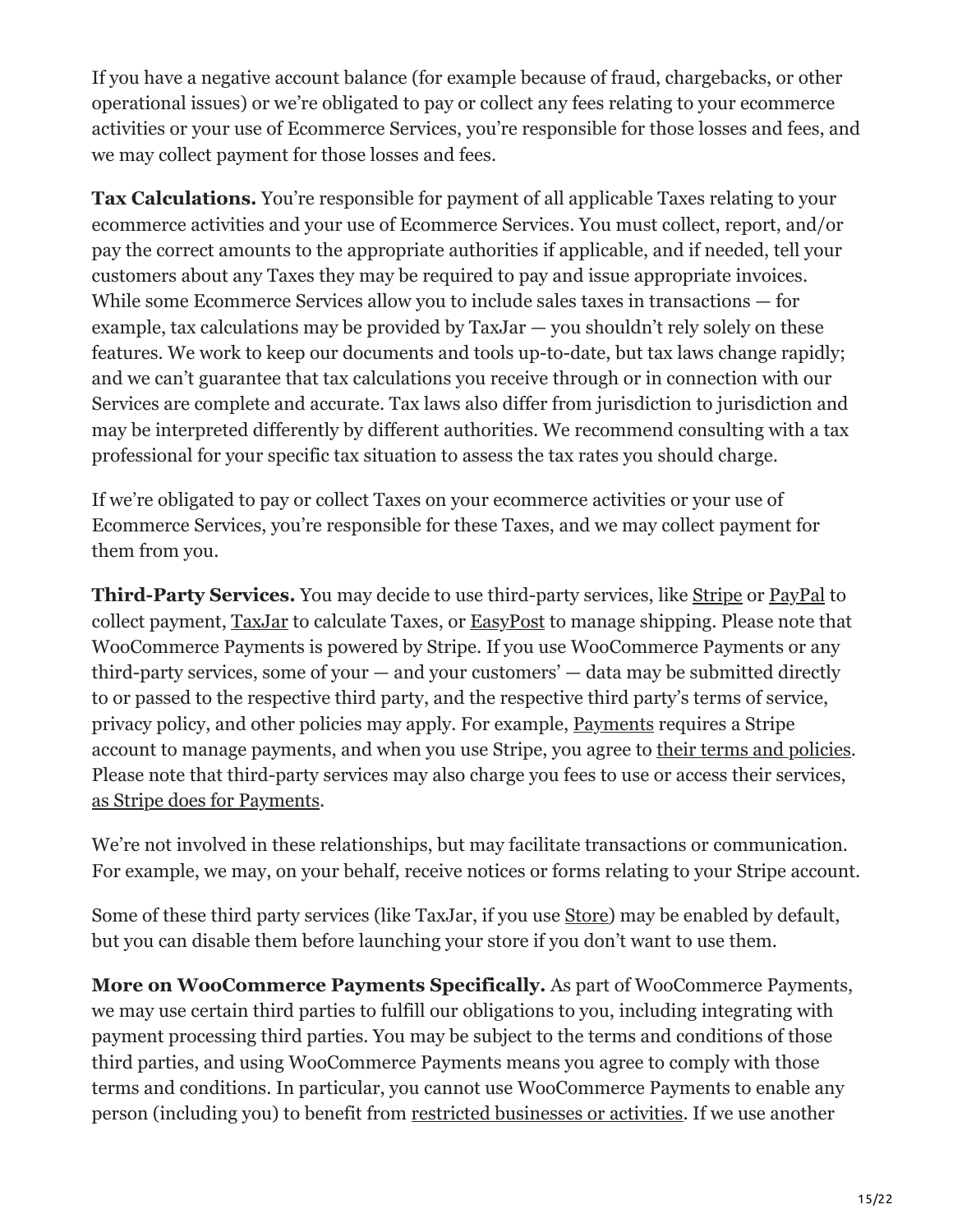If you have a negative account balance (for example because of fraud, chargebacks, or other operational issues) or we're obligated to pay or collect any fees relating to your ecommerce activities or your use of Ecommerce Services, you're responsible for those losses and fees, and we may collect payment for those losses and fees.

**Tax Calculations.** You're responsible for payment of all applicable Taxes relating to your ecommerce activities and your use of Ecommerce Services. You must collect, report, and/or pay the correct amounts to the appropriate authorities if applicable, and if needed, tell your customers about any Taxes they may be required to pay and issue appropriate invoices. While some Ecommerce Services allow you to include sales taxes in transactions — for example, tax calculations may be provided by TaxJar — you shouldn't rely solely on these features. We work to keep our documents and tools up-to-date, but tax laws change rapidly; and we can't guarantee that tax calculations you receive through or in connection with our Services are complete and accurate. Tax laws also differ from jurisdiction to jurisdiction and may be interpreted differently by different authorities. We recommend consulting with a tax professional for your specific tax situation to assess the tax rates you should charge.

If we're obligated to pay or collect Taxes on your ecommerce activities or your use of Ecommerce Services, you're responsible for these Taxes, and we may collect payment for them from you.

**Third-Party Services.** You may decide to use third-party services, like Stripe or PayPal to collect payment, TaxJar to calculate Taxes, or EasyPost to manage shipping. Please note that WooCommerce Payments is powered by Stripe. If you use WooCommerce Payments or any third-party services, some of your — and your customers' — data may be submitted directly to or passed to the respective third party, and the respective third party's terms of service, privacy policy, and other policies may apply. For example, Payments requires a Stripe account to manage payments, and when you use Stripe, you agree to their terms and policies. Please note that third-party services may also charge you fees to use or access their services, as Stripe does for Payments.

We're not involved in these relationships, but may facilitate transactions or communication. For example, we may, on your behalf, receive notices or forms relating to your Stripe account.

Some of these third party services (like TaxJar, if you use Store) may be enabled by default, but you can disable them before launching your store if you don't want to use them.

**More on WooCommerce Payments Specifically.** As part of WooCommerce Payments, we may use certain third parties to fulfill our obligations to you, including integrating with payment processing third parties. You may be subject to the terms and conditions of those third parties, and using WooCommerce Payments means you agree to comply with those terms and conditions. In particular, you cannot use WooCommerce Payments to enable any person (including you) to benefit from restricted businesses or activities. If we use another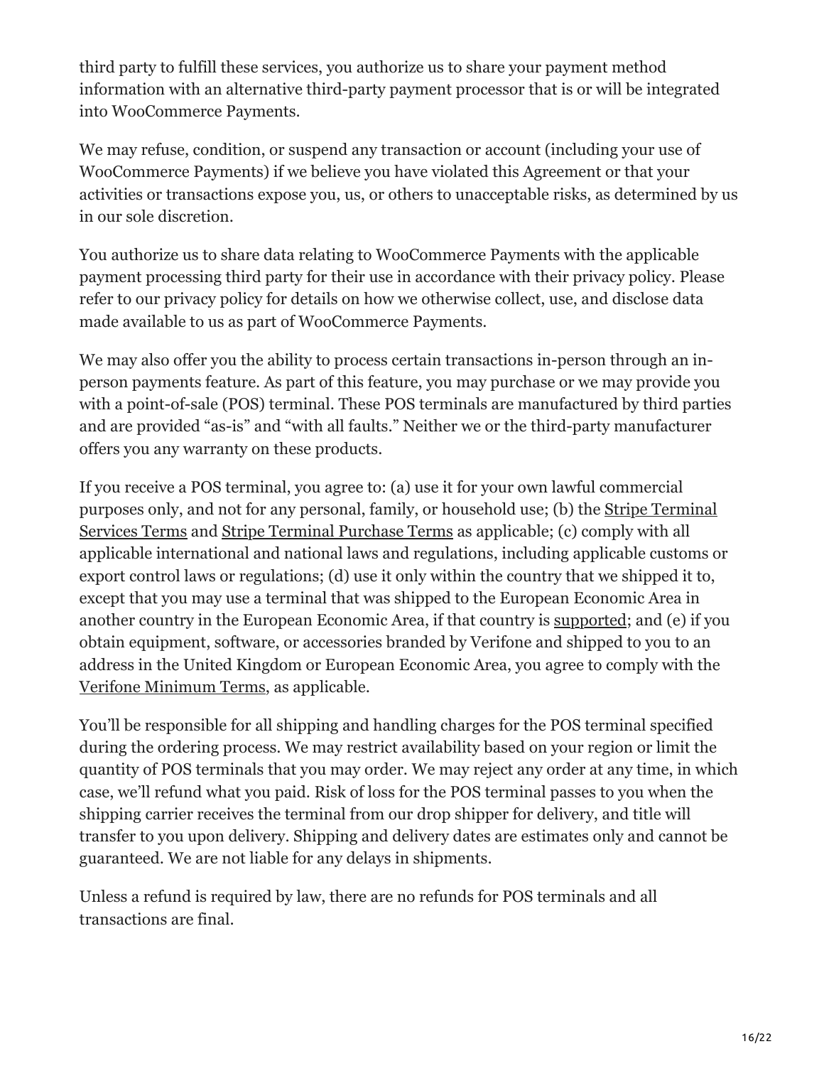third party to fulfill these services, you authorize us to share your payment method information with an alternative third-party payment processor that is or will be integrated into WooCommerce Payments.

We may refuse, condition, or suspend any transaction or account (including your use of WooCommerce Payments) if we believe you have violated this Agreement or that your activities or transactions expose you, us, or others to unacceptable risks, as determined by us in our sole discretion.

You authorize us to share data relating to WooCommerce Payments with the applicable payment processing third party for their use in accordance with their privacy policy. Please refer to our privacy policy for details on how we otherwise collect, use, and disclose data made available to us as part of WooCommerce Payments.

We may also offer you the ability to process certain transactions in-person through an in-person payments feature. As part of this feature, you may purchase or we may provide you with a point-of-sale (POS) terminal. These POS terminals are manufactured by third parties and are provided "as-is" and "with all faults." Neither we or the third-party manufacturer offers you any warranty on these products.

If you receive a POS terminal, you agree to: (a) use it for your own lawful commercial purposes only, and not for any personal, family, or household use; (b) the Stripe Terminal Services Terms and Stripe Terminal Purchase Terms as applicable; (c) comply with all applicable international and national laws and regulations, including applicable customs or export control laws or regulations; (d) use it only within the country that we shipped it to, except that you may use a terminal that was shipped to the European Economic Area in another country in the European Economic Area, if that country is supported; and (e) if you obtain equipment, software, or accessories branded by Verifone and shipped to you to an address in the United Kingdom or European Economic Area, you agree to comply with the Verifone Minimum Terms, as applicable.

You'll be responsible for all shipping and handling charges for the POS terminal specified during the ordering process. We may restrict availability based on your region or limit the quantity of POS terminals that you may order. We may reject any order at any time, in which case, we'll refund what you paid. Risk of loss for the POS terminal passes to you when the shipping carrier receives the terminal from our drop shipper for delivery, and title will transfer to you upon delivery. Shipping and delivery dates are estimates only and cannot be guaranteed. We are not liable for any delays in shipments.

Unless a refund is required by law, there are no refunds for POS terminals and all transactions are final.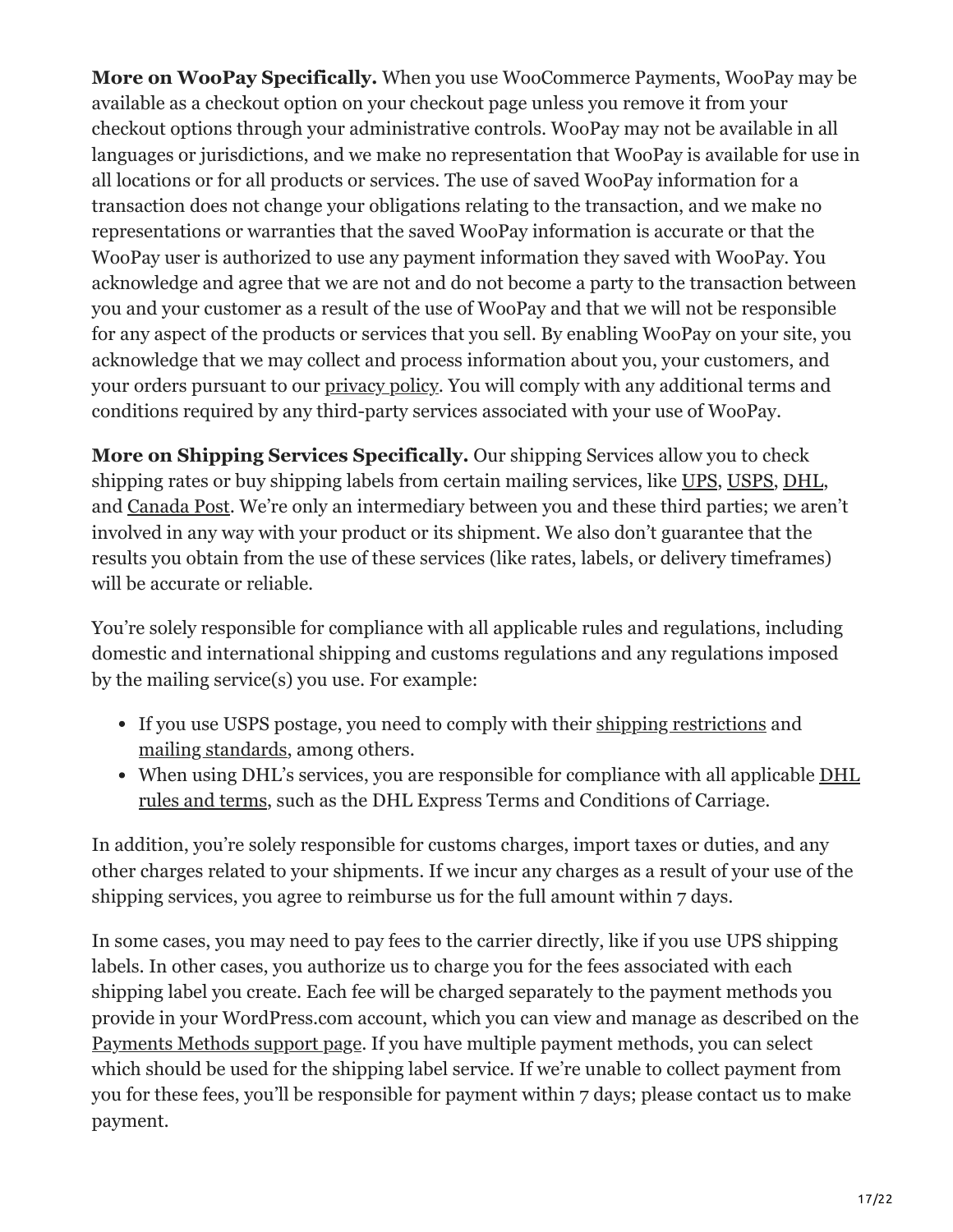**More on WooPay Specifically.** When you use WooCommerce Payments, WooPay may be available as a checkout option on your checkout page unless you remove it from your checkout options through your administrative controls. WooPay may not be available in all languages or jurisdictions, and we make no representation that WooPay is available for use in all locations or for all products or services. The use of saved WooPay information for a transaction does not change your obligations relating to the transaction, and we make no representations or warranties that the saved WooPay information is accurate or that the WooPay user is authorized to use any payment information they saved with WooPay. You acknowledge and agree that we are not and do not become a party to the transaction between you and your customer as a result of the use of WooPay and that we will not be responsible for any aspect of the products or services that you sell. By enabling WooPay on your site, you acknowledge that we may collect and process information about you, your customers, and your orders pursuant to our privacy policy. You will comply with any additional terms and conditions required by any third-party services associated with your use of WooPay.

**More on Shipping Services Specifically.** Our shipping Services allow you to check shipping rates or buy shipping labels from certain mailing services, like UPS, USPS, DHL, and Canada Post. We're only an intermediary between you and these third parties; we aren't involved in any way with your product or its shipment. We also don't guarantee that the results you obtain from the use of these services (like rates, labels, or delivery timeframes) will be accurate or reliable.

You're solely responsible for compliance with all applicable rules and regulations, including domestic and international shipping and customs regulations and any regulations imposed by the mailing service(s) you use. For example:

- If you use USPS postage, you need to comply with their shipping restrictions and mailing standards, among others.
- When using DHL's services, you are responsible for compliance with all applicable DHL rules and terms, such as the DHL Express Terms and Conditions of Carriage.

In addition, you're solely responsible for customs charges, import taxes or duties, and any other charges related to your shipments. If we incur any charges as a result of your use of the shipping services, you agree to reimburse us for the full amount within 7 days.

In some cases, you may need to pay fees to the carrier directly, like if you use UPS shipping labels. In other cases, you authorize us to charge you for the fees associated with each shipping label you create. Each fee will be charged separately to the payment methods you provide in your WordPress.com account, which you can view and manage as described on the Payments Methods support page. If you have multiple payment methods, you can select which should be used for the shipping label service. If we're unable to collect payment from you for these fees, you'll be responsible for payment within 7 days; please contact us to make payment.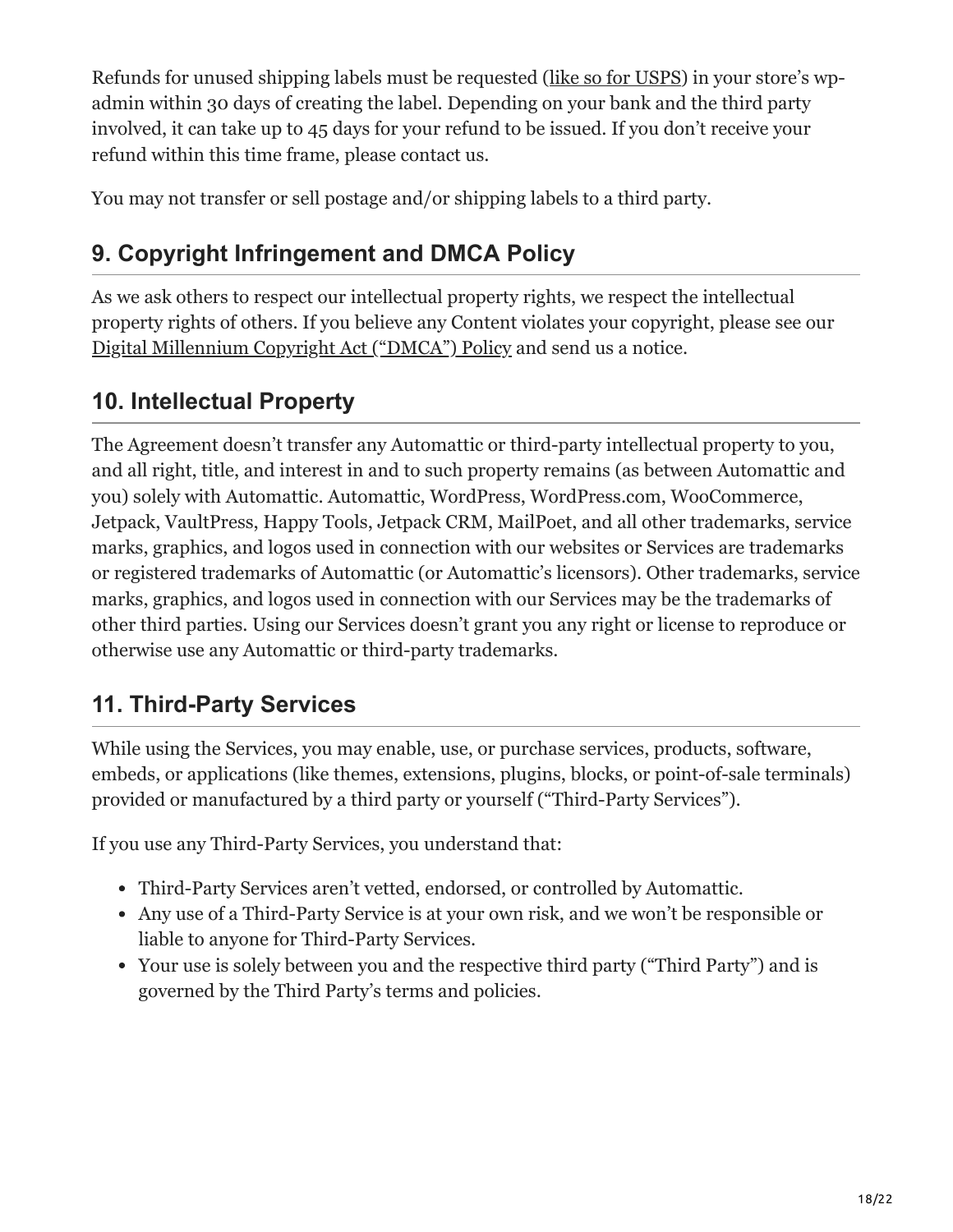Refunds for unused shipping labels must be requested (like so for USPS) in your store's wp-admin within 30 days of creating the label. Depending on your bank and the third party involved, it can take up to 45 days for your refund to be issued. If you don't receive your refund within this time frame, please contact us.

You may not transfer or sell postage and/or shipping labels to a third party.

## 9. Copyright Infringement and DMCA Policy

As we ask others to respect our intellectual property rights, we respect the intellectual property rights of others. If you believe any Content violates your copyright, please see our Digital Millennium Copyright Act ("DMCA") Policy and send us a notice.

## 10. Intellectual Property

The Agreement doesn't transfer any Automattic or third-party intellectual property to you, and all right, title, and interest in and to such property remains (as between Automattic and you) solely with Automattic. Automattic, WordPress, WordPress.com, WooCommerce, Jetpack, VaultPress, Happy Tools, Jetpack CRM, MailPoet, and all other trademarks, service marks, graphics, and logos used in connection with our websites or Services are trademarks or registered trademarks of Automattic (or Automattic's licensors). Other trademarks, service marks, graphics, and logos used in connection with our Services may be the trademarks of other third parties. Using our Services doesn't grant you any right or license to reproduce or otherwise use any Automattic or third-party trademarks.

## 11. Third-Party Services

While using the Services, you may enable, use, or purchase services, products, software, embeds, or applications (like themes, extensions, plugins, blocks, or point-of-sale terminals) provided or manufactured by a third party or yourself ("Third-Party Services").

If you use any Third-Party Services, you understand that:

- Third-Party Services aren't vetted, endorsed, or controlled by Automattic.
- Any use of a Third-Party Service is at your own risk, and we won't be responsible or liable to anyone for Third-Party Services.
- Your use is solely between you and the respective third party ("Third Party") and is governed by the Third Party's terms and policies.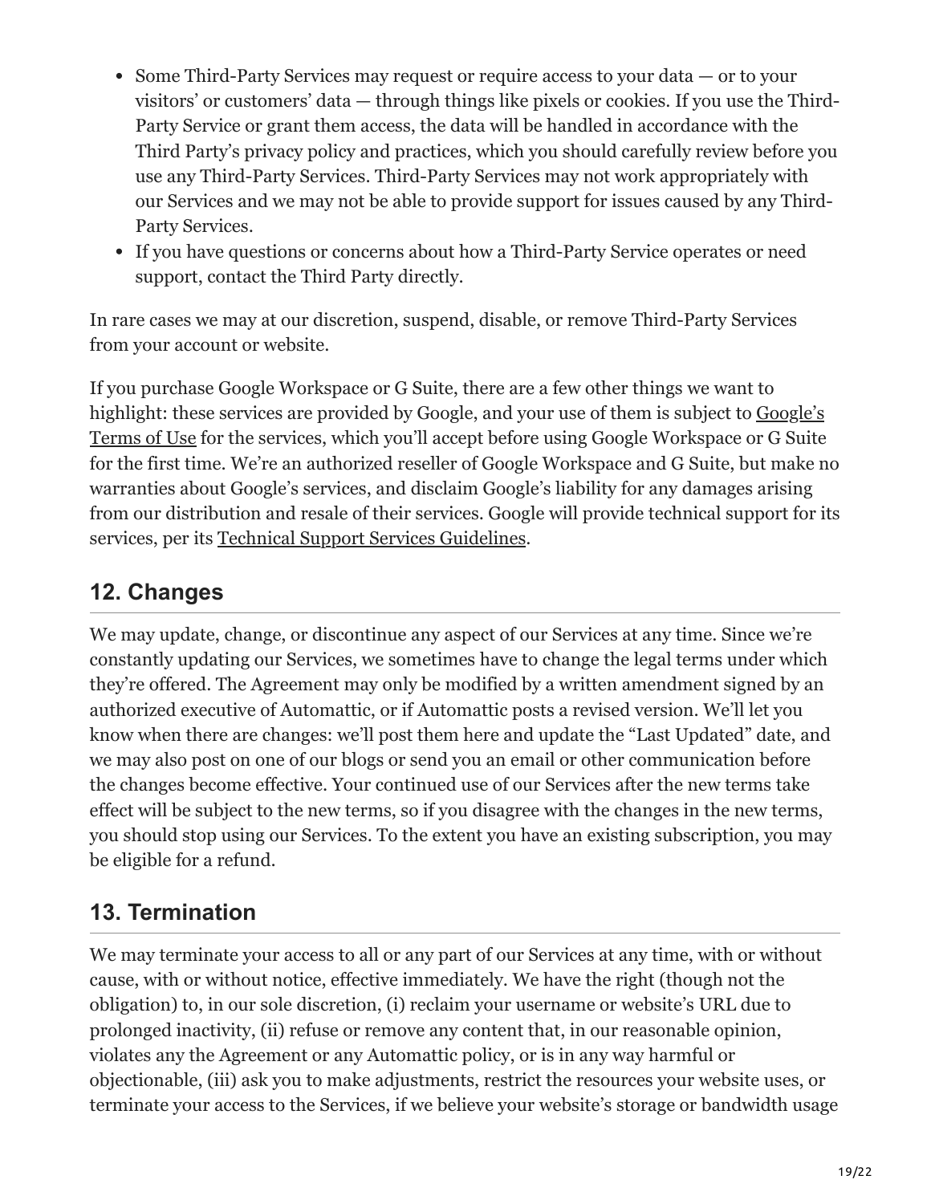- Some Third-Party Services may request or require access to your data — or to your visitors' or customers' data — through things like pixels or cookies. If you use the Third-Party Service or grant them access, the data will be handled in accordance with the Third Party's privacy policy and practices, which you should carefully review before you use any Third-Party Services. Third-Party Services may not work appropriately with our Services and we may not be able to provide support for issues caused by any Third-Party Services.
- If you have questions or concerns about how a Third-Party Service operates or need support, contact the Third Party directly.

In rare cases we may at our discretion, suspend, disable, or remove Third-Party Services from your account or website.

If you purchase Google Workspace or G Suite, there are a few other things we want to highlight: these services are provided by Google, and your use of them is subject to Google's Terms of Use for the services, which you'll accept before using Google Workspace or G Suite for the first time. We're an authorized reseller of Google Workspace and G Suite, but make no warranties about Google's services, and disclaim Google's liability for any damages arising from our distribution and resale of their services. Google will provide technical support for its services, per its Technical Support Services Guidelines.

## 12. Changes

We may update, change, or discontinue any aspect of our Services at any time. Since we're constantly updating our Services, we sometimes have to change the legal terms under which they're offered. The Agreement may only be modified by a written amendment signed by an authorized executive of Automattic, or if Automattic posts a revised version. We'll let you know when there are changes: we'll post them here and update the "Last Updated" date, and we may also post on one of our blogs or send you an email or other communication before the changes become effective. Your continued use of our Services after the new terms take effect will be subject to the new terms, so if you disagree with the changes in the new terms, you should stop using our Services. To the extent you have an existing subscription, you may be eligible for a refund.

## 13. Termination

We may terminate your access to all or any part of our Services at any time, with or without cause, with or without notice, effective immediately. We have the right (though not the obligation) to, in our sole discretion, (i) reclaim your username or website's URL due to prolonged inactivity, (ii) refuse or remove any content that, in our reasonable opinion, violates any the Agreement or any Automattic policy, or is in any way harmful or objectionable, (iii) ask you to make adjustments, restrict the resources your website uses, or terminate your access to the Services, if we believe your website's storage or bandwidth usage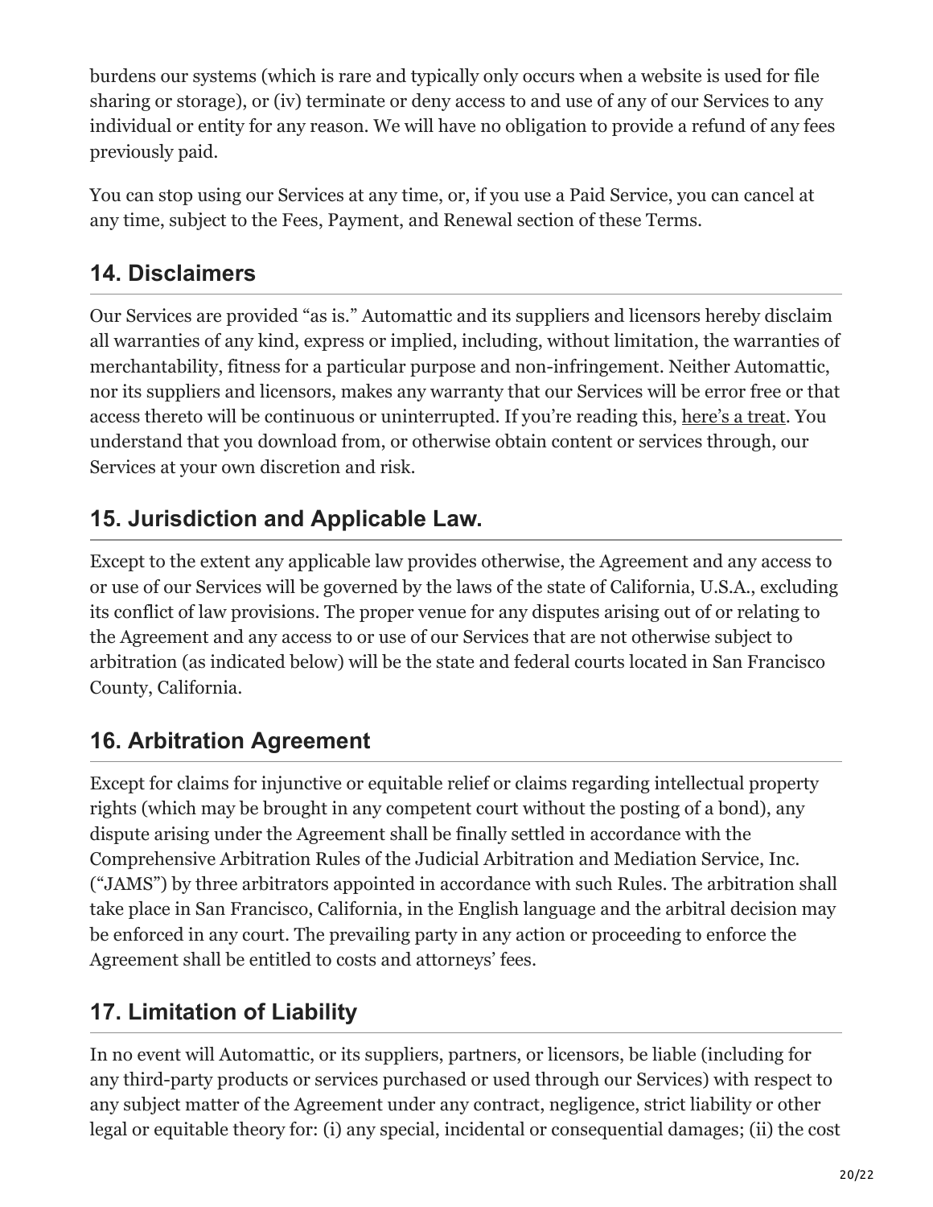burdens our systems (which is rare and typically only occurs when a website is used for file sharing or storage), or (iv) terminate or deny access to and use of any of our Services to any individual or entity for any reason. We will have no obligation to provide a refund of any fees previously paid.

You can stop using our Services at any time, or, if you use a Paid Service, you can cancel at any time, subject to the Fees, Payment, and Renewal section of these Terms.

## 14. Disclaimers

Our Services are provided "as is." Automattic and its suppliers and licensors hereby disclaim all warranties of any kind, express or implied, including, without limitation, the warranties of merchantability, fitness for a particular purpose and non-infringement. Neither Automattic, nor its suppliers and licensors, makes any warranty that our Services will be error free or that access thereto will be continuous or uninterrupted. If you're reading this, here's a treat. You understand that you download from, or otherwise obtain content or services through, our Services at your own discretion and risk.

## 15. Jurisdiction and Applicable Law.

Except to the extent any applicable law provides otherwise, the Agreement and any access to or use of our Services will be governed by the laws of the state of California, U.S.A., excluding its conflict of law provisions. The proper venue for any disputes arising out of or relating to the Agreement and any access to or use of our Services that are not otherwise subject to arbitration (as indicated below) will be the state and federal courts located in San Francisco County, California.

## 16. Arbitration Agreement

Except for claims for injunctive or equitable relief or claims regarding intellectual property rights (which may be brought in any competent court without the posting of a bond), any dispute arising under the Agreement shall be finally settled in accordance with the Comprehensive Arbitration Rules of the Judicial Arbitration and Mediation Service, Inc. ("JAMS") by three arbitrators appointed in accordance with such Rules. The arbitration shall take place in San Francisco, California, in the English language and the arbitral decision may be enforced in any court. The prevailing party in any action or proceeding to enforce the Agreement shall be entitled to costs and attorneys' fees.

## 17. Limitation of Liability

In no event will Automattic, or its suppliers, partners, or licensors, be liable (including for any third-party products or services purchased or used through our Services) with respect to any subject matter of the Agreement under any contract, negligence, strict liability or other legal or equitable theory for: (i) any special, incidental or consequential damages; (ii) the cost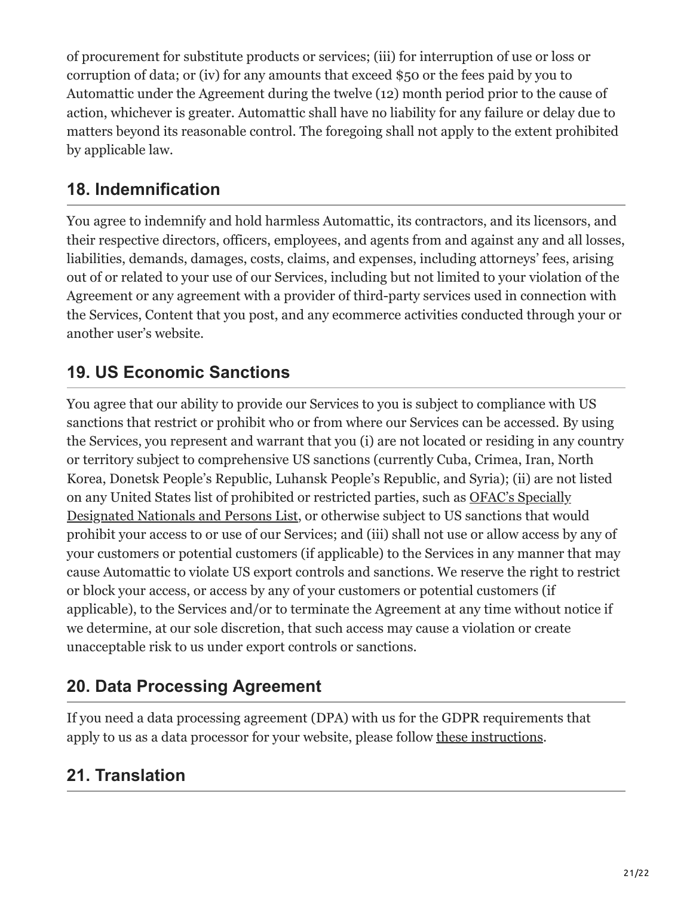of procurement for substitute products or services; (iii) for interruption of use or loss or corruption of data; or (iv) for any amounts that exceed $50 or the fees paid by you to Automattic under the Agreement during the twelve (12) month period prior to the cause of action, whichever is greater. Automattic shall have no liability for any failure or delay due to matters beyond its reasonable control. The foregoing shall not apply to the extent prohibited by applicable law.

## 18. Indemnification

You agree to indemnify and hold harmless Automattic, its contractors, and its licensors, and their respective directors, officers, employees, and agents from and against any and all losses, liabilities, demands, damages, costs, claims, and expenses, including attorneys' fees, arising out of or related to your use of our Services, including but not limited to your violation of the Agreement or any agreement with a provider of third-party services used in connection with the Services, Content that you post, and any ecommerce activities conducted through your or another user's website.

## 19. US Economic Sanctions

You agree that our ability to provide our Services to you is subject to compliance with US sanctions that restrict or prohibit who or from where our Services can be accessed. By using the Services, you represent and warrant that you (i) are not located or residing in any country or territory subject to comprehensive US sanctions (currently Cuba, Crimea, Iran, North Korea, Donetsk People's Republic, Luhansk People's Republic, and Syria); (ii) are not listed on any United States list of prohibited or restricted parties, such as OFAC's Specially Designated Nationals and Persons List, or otherwise subject to US sanctions that would prohibit your access to or use of our Services; and (iii) shall not use or allow access by any of your customers or potential customers (if applicable) to the Services in any manner that may cause Automattic to violate US export controls and sanctions. We reserve the right to restrict or block your access, or access by any of your customers or potential customers (if applicable), to the Services and/or to terminate the Agreement at any time without notice if we determine, at our sole discretion, that such access may cause a violation or create unacceptable risk to us under export controls or sanctions.

## 20. Data Processing Agreement

If you need a data processing agreement (DPA) with us for the GDPR requirements that apply to us as a data processor for your website, please follow these instructions.

## 21. Translation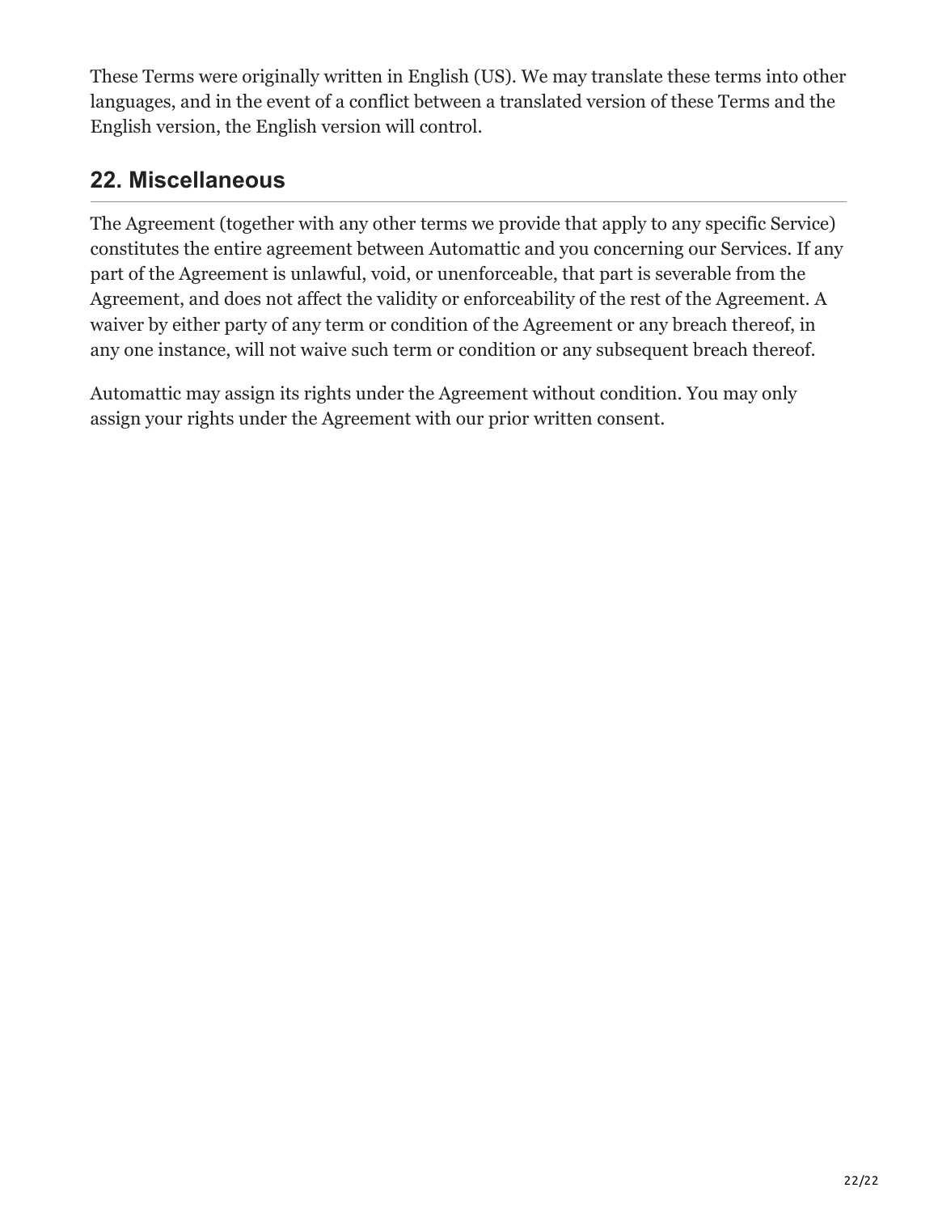These Terms were originally written in English (US). We may translate these terms into other languages, and in the event of a conflict between a translated version of these Terms and the English version, the English version will control.

## 22. Miscellaneous

The Agreement (together with any other terms we provide that apply to any specific Service) constitutes the entire agreement between Automattic and you concerning our Services. If any part of the Agreement is unlawful, void, or unenforceable, that part is severable from the Agreement, and does not affect the validity or enforceability of the rest of the Agreement. A waiver by either party of any term or condition of the Agreement or any breach thereof, in any one instance, will not waive such term or condition or any subsequent breach thereof.

Automattic may assign its rights under the Agreement without condition. You may only assign your rights under the Agreement with our prior written consent.